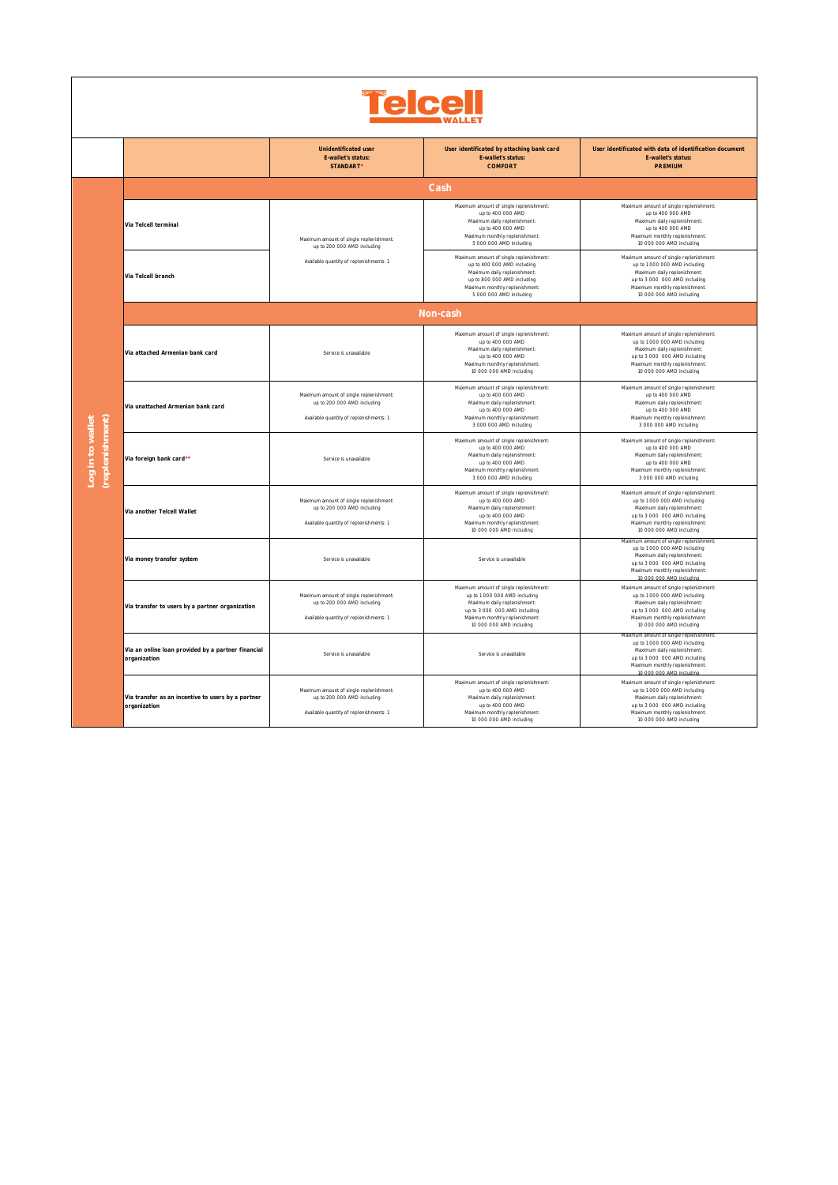# Telcell WALLET

| | | Unidentificated user<br>E-wallet's status:<br>STANDART* | User identificated by attaching bank card<br>E-wallet's status:<br>COMFORT | User identificated with data of identification document<br>E-wallet's status:<br>PREMIUM |
|---|---|---|---|---|
| Log in to wallet (replenishment) | **Cash** | | | |
| | Via Telcell terminal | Maximum amount of single replenishment: up to 200 000 AMD including<br><br>Available quantity of replenishments: 1 | Maximum amount of single replenishment: up to 400 000 AMD<br>Maximum daily replenishment: up to 400 000 AMD<br>Maximum monthly replenishment: 5 000 000 AMD including | Maximum amount of single replenishment: up to 400 000 AMD<br>Maximum daily replenishment: up to 400 000 AMD<br>Maximum monthly replenishment: 10 000 000 AMD including |
| | Via Telcell branch | | Maximum amount of single replenishment: up to 400 000 AMD including<br>Maximum daily replenishment: up to 800 000 AMD including<br>Maximum monthly replenishment: 5 000 000 AMD including | Maximum amount of single replenishment: up to 1 000 000 AMD including<br>Maximum daily replenishment: up to 3 000 000 AMD including<br>Maximum monthly replenishment: 10 000 000 AMD including |
| | **Non-cash** | | | |
| | Via attached Armenian bank card | Service is unavailable | Maximum amount of single replenishment: up to 400 000 AMD<br>Maximum daily replenishment: up to 400 000 AMD<br>Maximum monthly replenishment: 10 000 000 AMD including | Maximum amount of single replenishment: up to 1 000 000 AMD including<br>Maximum daily replenishment: up to 3 000 000 AMD including<br>Maximum monthly replenishment: 10 000 000 AMD including |
| | Via unattached Armenian bank card | Maximum amount of single replenishment: up to 200 000 AMD including<br><br>Available quantity of replenishments: 1 | Maximum amount of single replenishment: up to 400 000 AMD<br>Maximum daily replenishment: up to 400 000 AMD<br>Maximum monthly replenishment: 3 000 000 AMD including | Maximum amount of single replenishment: up to 400 000 AMD<br>Maximum daily replenishment: up to 400 000 AMD<br>Maximum monthly replenishment: 3 000 000 AMD including |
| | Via foreign bank card** | Service is unavailable | Maximum amount of single replenishment: up to 400 000 AMD<br>Maximum daily replenishment: up to 400 000 AMD<br>Maximum monthly replenishment: 3 000 000 AMD including | Maximum amount of single replenishment: up to 400 000 AMD<br>Maximum daily replenishment: up to 400 000 AMD<br>Maximum monthly replenishment: 3 000 000 AMD including |
| | Via another Telcell Wallet | Maximum amount of single replenishment: up to 200 000 AMD including<br><br>Available quantity of replenishments: 1 | Maximum amount of single replenishment: up to 400 000 AMD<br>Maximum daily replenishment: up to 400 000 AMD<br>Maximum monthly replenishment: 10 000 000 AMD including | Maximum amount of single replenishment: up to 1 000 000 AMD including<br>Maximum daily replenishment: up to 3 000 000 AMD including<br>Maximum monthly replenishment: 10 000 000 AMD including |
| | Via money transfer system | Service is unavailable | Service is unavailable | Maximum amount of single replenishment: up to 1 000 000 AMD including<br>Maximum daily replenishment: up to 3 000 000 AMD including<br>Maximum monthly replenishment: 10 000 000 AMD including |
| | Via transfer to users by a partner organization | Maximum amount of single replenishment: up to 200 000 AMD including<br><br>Available quantity of replenishments: 1 | Maximum amount of single replenishment: up to 1 000 000 AMD including<br>Maximum daily replenishment: up to 3 000 000 AMD including<br>Maximum monthly replenishment: 10 000 000 AMD including | Maximum amount of single replenishment: up to 1 000 000 AMD including<br>Maximum daily replenishment: up to 3 000 000 AMD including<br>Maximum monthly replenishment: 10 000 000 AMD including |
| | Via an online loan provided by a partner financial organization | Service is unavailable | Service is unavailable | Maximum amount of single replenishment: up to 1 000 000 AMD including<br>Maximum daily replenishment: up to 3 000 000 AMD including<br>Maximum monthly replenishment: 10 000 000 AMD including |
| | Via transfer as an incentive to users by a partner organization | Maximum amount of single replenishment: up to 200 000 AMD including<br><br>Available quantity of replenishments: 1 | Maximum amount of single replenishment: up to 400 000 AMD<br>Maximum daily replenishment: up to 400 000 AMD<br>Maximum monthly replenishment: 10 000 000 AMD including | Maximum amount of single replenishment: up to 1 000 000 AMD including<br>Maximum daily replenishment: up to 3 000 000 AMD including<br>Maximum monthly replenishment: 10 000 000 AMD including |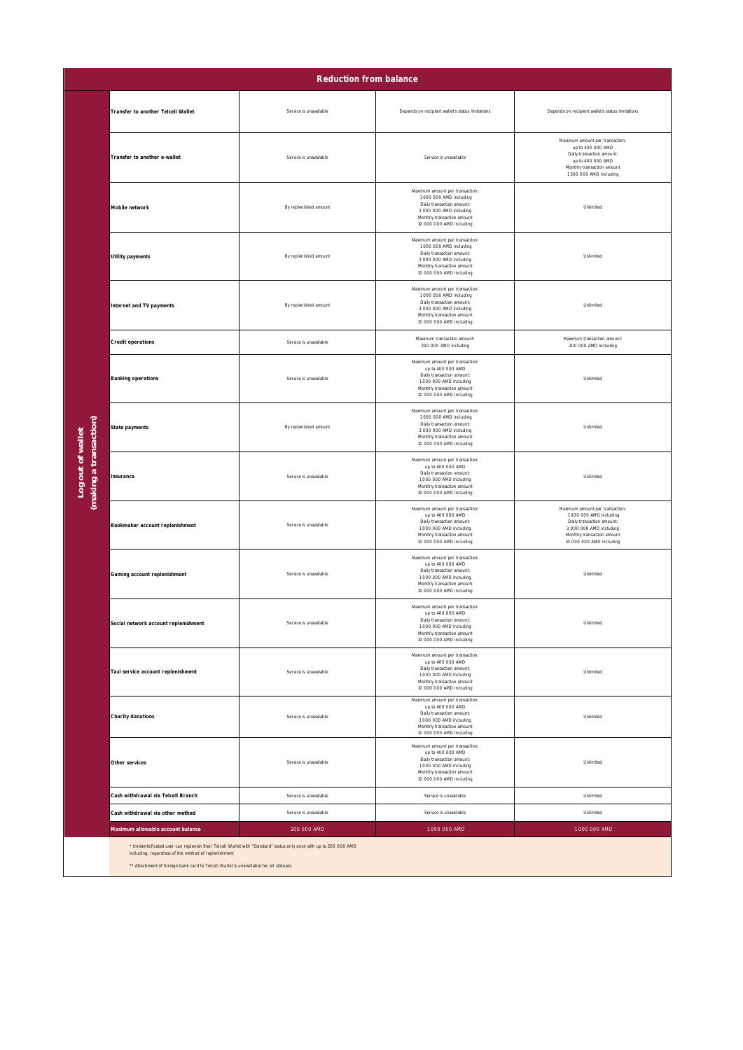| Reduction from balance | | | | |
|---|---|---|---|---|
| Log out of wallet (making a transaction) | Transfer to another Telcell Wallet | Service is unavailable | Depends on recipient wallet's status limitations | Depends on recipient wallet's status limitations |
| | Transfer to another e-wallet | Service is unavailable | Service is unavailable | Maximum amount per transaction: up to 400 000 AMD Daily transaction amount: up to 400 000 AMD Monthly transaction amount 1 500 000 AMD including |
| | Mobile network | By replenished amount | Maximum amount per transaction: 1 000 000 AMD including Daily transaction amount: 3 000 000 AMD including Monthly transaction amount 10 000 000 AMD including | Unlimited |
| | Utility payments | By replenished amount | Maximum amount per transaction: 1 000 000 AMD including Daily transaction amount: 3 000 000 AMD including Monthly transaction amount 10 000 000 AMD including | Unlimited |
| | Internet and TV payments | By replenished amount | Maximum amount per transaction: 1 000 000 AMD including Daily transaction amount: 3 000 000 AMD including Monthly transaction amount 10 000 000 AMD including | Unlimited |
| | Credit operations | Service is unavailable | Maximum transaction amount: 200 000 AMD including | Maximum transaction amount: 200 000 AMD including |
| | Banking operations | Service is unavailable | Maximum amount per transaction: up to 400 000 AMD Daily transaction amount: 1 000 000 AMD including Monthly transaction amount 10 000 000 AMD including | Unlimited |
| | State payments | By replenished amount | Maximum amount per transaction: 1 000 000 AMD including Daily transaction amount: 3 000 000 AMD including Monthly transaction amount 10 000 000 AMD including | Unlimited |
| | Insurance | Service is unavailable | Maximum amount per transaction: up to 400 000 AMD Daily transaction amount: 1 000 000 AMD including Monthly transaction amount 10 000 000 AMD including | Unlimited |
| | Bookmaker account replenishment | Service is unavailable | Maximum amount per transaction: up to 400 000 AMD Daily transaction amount: 1 000 000 AMD including Monthly transaction amount 10 000 000 AMD including | Maximum amount per transaction: 1 000 000 AMD including Daily transaction amount: 3 000 000 AMD including Monthly transaction amount 10 000 000 AMD including |
| | Gaming account replenishment | Service is unavailable | Maximum amount per transaction: up to 400 000 AMD Daily transaction amount: 1 000 000 AMD including Monthly transaction amount 10 000 000 AMD including | Unlimited |
| | Social network account replenishment | Service is unavailable | Maximum amount per transaction: up to 400 000 AMD Daily transaction amount: 1 000 000 AMD including Monthly transaction amount 10 000 000 AMD including | Unlimited |
| | Taxi service account replenishment | Service is unavailable | Maximum amount per transaction: up to 400 000 AMD Daily transaction amount: 1 000 000 AMD including Monthly transaction amount 10 000 000 AMD including | Unlimited |
| | Charity donations | Service is unavailable | Maximum amount per transaction: up to 400 000 AMD Daily transaction amount: 1 000 000 AMD including Monthly transaction amount 10 000 000 AMD including | Unlimited |
| | Other services | Service is unavailable | Maximum amount per transaction: up to 400 000 AMD Daily transaction amount: 1 000 000 AMD including Monthly transaction amount 10 000 000 AMD including | Unlimited |
| | Cash withdrawal via Telcell Branch | Service is unavailable | Service is unavailable | Unlimited |
| | Cash withdrawal via other method | Service is unavailable | Service is unavailable | Unlimited |
| | **Maximum allowable account balance** | 200 000 AMD | 1 000 000 AMD | 1 000 000 AMD |

\* Unidentificated user can replenish their Telcell Wallet with "Standard" status only once with up to 200 000 AMD including, regardless of the method of replenishment

\*\* Attachment of foreign bank card to Telcell Wallet is unavailable for all statuses.